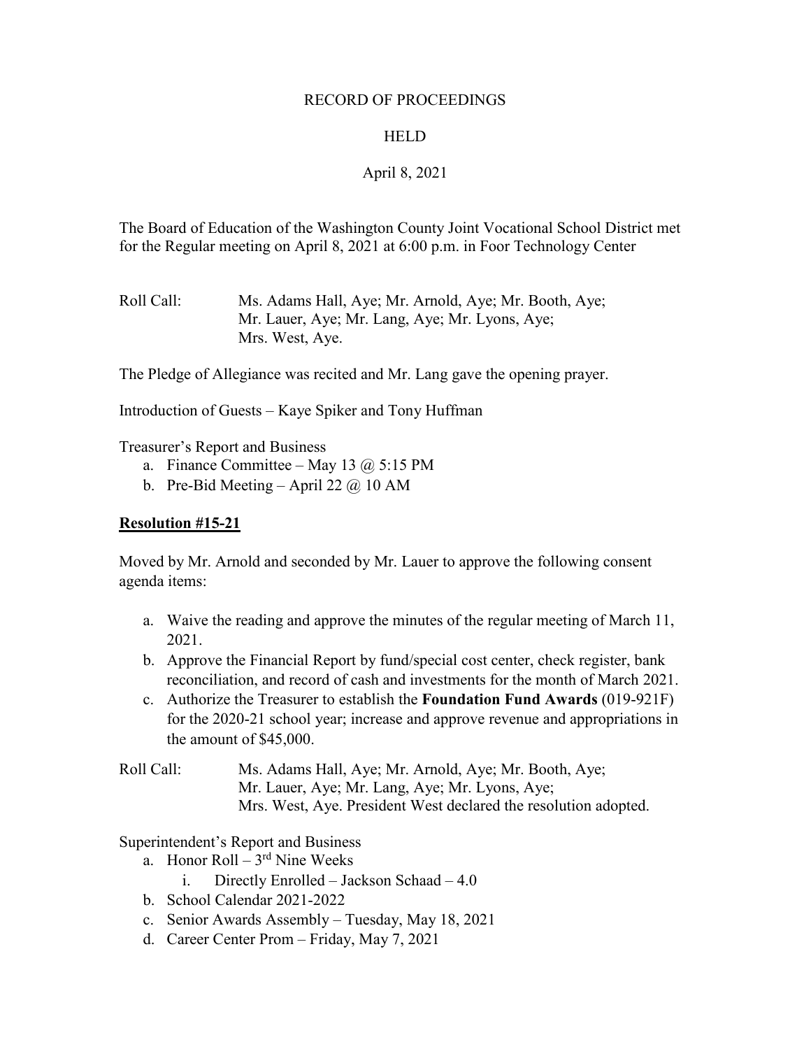RECORD OF PROCEEDINGS

HELD

April 8, 2021

The Board of Education of the Washington County Joint Vocational School District met for the Regular meeting on April 8, 2021 at 6:00 p.m. in Foor Technology Center

Roll Call: Ms. Adams Hall, Aye; Mr. Arnold, Aye; Mr. Booth, Aye; Mr. Lauer, Aye; Mr. Lang, Aye; Mr. Lyons, Aye; Mrs. West, Aye.

The Pledge of Allegiance was recited and Mr. Lang gave the opening prayer.

Introduction of Guests – Kaye Spiker and Tony Huffman

Treasurer's Report and Business

a. Finance Committee – May 13 @ 5:15 PM
b. Pre-Bid Meeting – April 22 @ 10 AM

**Resolution #15-21**

Moved by Mr. Arnold and seconded by Mr. Lauer to approve the following consent agenda items:

a. Waive the reading and approve the minutes of the regular meeting of March 11, 2021.
b. Approve the Financial Report by fund/special cost center, check register, bank reconciliation, and record of cash and investments for the month of March 2021.
c. Authorize the Treasurer to establish the **Foundation Fund Awards** (019-921F) for the 2020-21 school year; increase and approve revenue and appropriations in the amount of $45,000.

Roll Call: Ms. Adams Hall, Aye; Mr. Arnold, Aye; Mr. Booth, Aye; Mr. Lauer, Aye; Mr. Lang, Aye; Mr. Lyons, Aye; Mrs. West, Aye. President West declared the resolution adopted.

Superintendent's Report and Business

a. Honor Roll – 3rd Nine Weeks
   i. Directly Enrolled – Jackson Schaad – 4.0
b. School Calendar 2021-2022
c. Senior Awards Assembly – Tuesday, May 18, 2021
d. Career Center Prom – Friday, May 7, 2021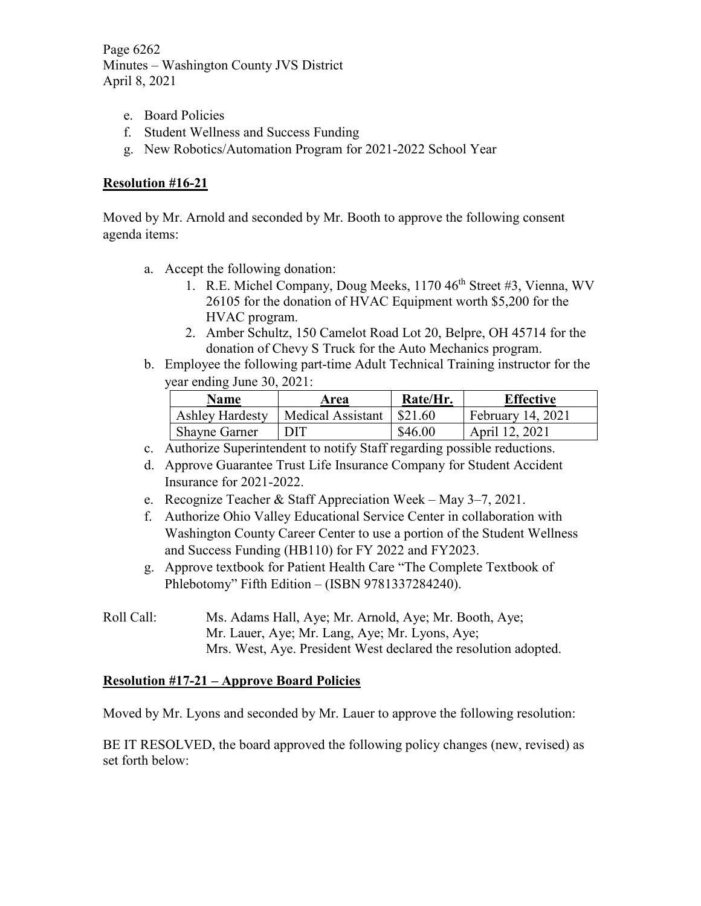e. Board Policies
f. Student Wellness and Success Funding
g. New Robotics/Automation Program for 2021-2022 School Year

**Resolution #16-21**

Moved by Mr. Arnold and seconded by Mr. Booth to approve the following consent agenda items:

a. Accept the following donation:
   1. R.E. Michel Company, Doug Meeks, 1170 46th Street #3, Vienna, WV 26105 for the donation of HVAC Equipment worth $5,200 for the HVAC program.
   2. Amber Schultz, 150 Camelot Road Lot 20, Belpre, OH 45714 for the donation of Chevy S Truck for the Auto Mechanics program.
b. Employee the following part-time Adult Technical Training instructor for the year ending June 30, 2021:

| Name | Area | Rate/Hr. | Effective |
|---|---|---|---|
| Ashley Hardesty | Medical Assistant | $21.60 | February 14, 2021 |
| Shayne Garner | DIT | $46.00 | April 12, 2021 |

c. Authorize Superintendent to notify Staff regarding possible reductions.
d. Approve Guarantee Trust Life Insurance Company for Student Accident Insurance for 2021-2022.
e. Recognize Teacher & Staff Appreciation Week – May 3–7, 2021.
f. Authorize Ohio Valley Educational Service Center in collaboration with Washington County Career Center to use a portion of the Student Wellness and Success Funding (HB110) for FY 2022 and FY2023.
g. Approve textbook for Patient Health Care "The Complete Textbook of Phlebotomy" Fifth Edition – (ISBN 9781337284240).

Roll Call: Ms. Adams Hall, Aye; Mr. Arnold, Aye; Mr. Booth, Aye; Mr. Lauer, Aye; Mr. Lang, Aye; Mr. Lyons, Aye; Mrs. West, Aye. President West declared the resolution adopted.

**Resolution #17-21 – Approve Board Policies**

Moved by Mr. Lyons and seconded by Mr. Lauer to approve the following resolution:

BE IT RESOLVED, the board approved the following policy changes (new, revised) as set forth below: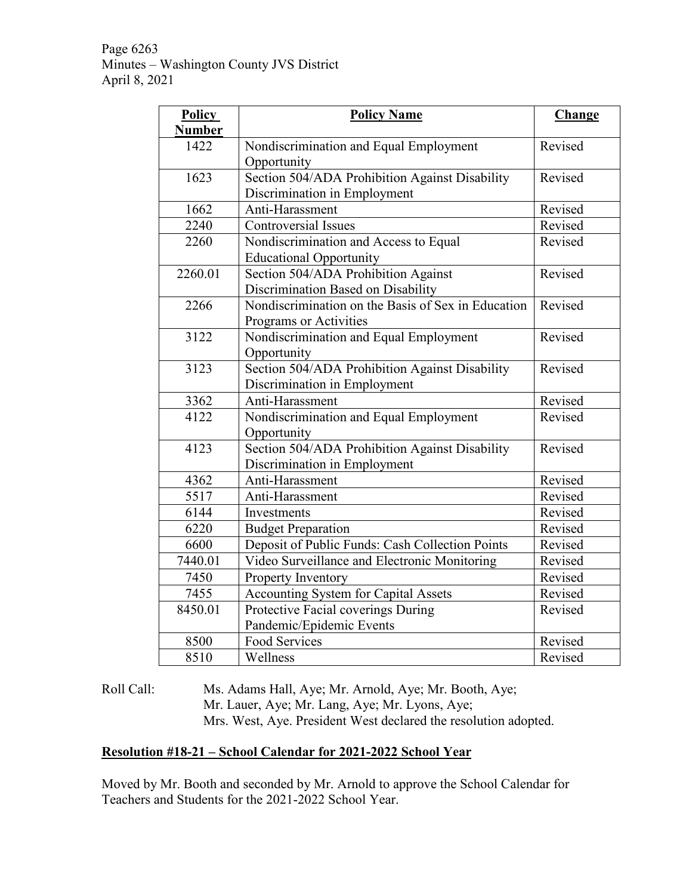| Policy Number | Policy Name | Change |
|---|---|---|
| 1422 | Nondiscrimination and Equal Employment Opportunity | Revised |
| 1623 | Section 504/ADA Prohibition Against Disability Discrimination in Employment | Revised |
| 1662 | Anti-Harassment | Revised |
| 2240 | Controversial Issues | Revised |
| 2260 | Nondiscrimination and Access to Equal Educational Opportunity | Revised |
| 2260.01 | Section 504/ADA Prohibition Against Discrimination Based on Disability | Revised |
| 2266 | Nondiscrimination on the Basis of Sex in Education Programs or Activities | Revised |
| 3122 | Nondiscrimination and Equal Employment Opportunity | Revised |
| 3123 | Section 504/ADA Prohibition Against Disability Discrimination in Employment | Revised |
| 3362 | Anti-Harassment | Revised |
| 4122 | Nondiscrimination and Equal Employment Opportunity | Revised |
| 4123 | Section 504/ADA Prohibition Against Disability Discrimination in Employment | Revised |
| 4362 | Anti-Harassment | Revised |
| 5517 | Anti-Harassment | Revised |
| 6144 | Investments | Revised |
| 6220 | Budget Preparation | Revised |
| 6600 | Deposit of Public Funds: Cash Collection Points | Revised |
| 7440.01 | Video Surveillance and Electronic Monitoring | Revised |
| 7450 | Property Inventory | Revised |
| 7455 | Accounting System for Capital Assets | Revised |
| 8450.01 | Protective Facial coverings During Pandemic/Epidemic Events | Revised |
| 8500 | Food Services | Revised |
| 8510 | Wellness | Revised |

Roll Call: Ms. Adams Hall, Aye; Mr. Arnold, Aye; Mr. Booth, Aye; Mr. Lauer, Aye; Mr. Lang, Aye; Mr. Lyons, Aye; Mrs. West, Aye. President West declared the resolution adopted.

**Resolution #18-21 – School Calendar for 2021-2022 School Year**

Moved by Mr. Booth and seconded by Mr. Arnold to approve the School Calendar for Teachers and Students for the 2021-2022 School Year.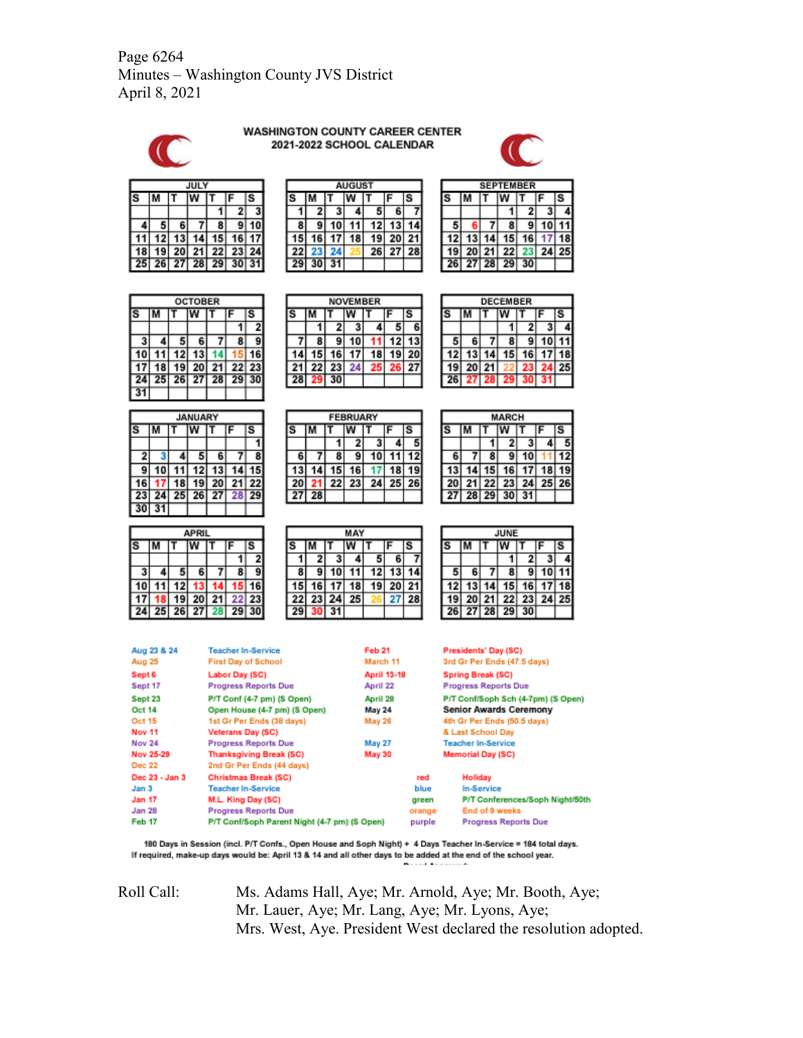Page 6264
Minutes – Washington County JVS District
April 8, 2021

## WASHINGTON COUNTY CAREER CENTER
## 2021-2022 SCHOOL CALENDAR

**JULY**

| S | M | T | W | T | F | S |
|---|---|---|---|---|---|---|
| | | | | 1 | 2 | 3 |
| 4 | 5 | 6 | 7 | 8 | 9 | 10 |
| 11 | 12 | 13 | 14 | 15 | 16 | 17 |
| 18 | 19 | 20 | 21 | 22 | 23 | 24 |
| 25 | 26 | 27 | 28 | 29 | 30 | 31 |

**AUGUST**

| S | M | T | W | T | F | S |
|---|---|---|---|---|---|---|
| 1 | 2 | 3 | 4 | 5 | 6 | 7 |
| 8 | 9 | 10 | 11 | 12 | 13 | 14 |
| 15 | 16 | 17 | 18 | 19 | 20 | 21 |
| 22 | 23 | 24 | 25 | 26 | 27 | 28 |
| 29 | 30 | 31 | | | | |

**SEPTEMBER**

| S | M | T | W | T | F | S |
|---|---|---|---|---|---|---|
| | | | 1 | 2 | 3 | 4 |
| 5 | 6 | 7 | 8 | 9 | 10 | 11 |
| 12 | 13 | 14 | 15 | 16 | 17 | 18 |
| 19 | 20 | 21 | 22 | 23 | 24 | 25 |
| 26 | 27 | 28 | 29 | 30 | | |

**OCTOBER**

| S | M | T | W | T | F | S |
|---|---|---|---|---|---|---|
| | | | | | 1 | 2 |
| 3 | 4 | 5 | 6 | 7 | 8 | 9 |
| 10 | 11 | 12 | 13 | 14 | 15 | 16 |
| 17 | 18 | 19 | 20 | 21 | 22 | 23 |
| 24 | 25 | 26 | 27 | 28 | 29 | 30 |
| 31 | | | | | | |

**NOVEMBER**

| S | M | T | W | T | F | S |
|---|---|---|---|---|---|---|
| | 1 | 2 | 3 | 4 | 5 | 6 |
| 7 | 8 | 9 | 10 | 11 | 12 | 13 |
| 14 | 15 | 16 | 17 | 18 | 19 | 20 |
| 21 | 22 | 23 | 24 | 25 | 26 | 27 |
| 28 | 29 | 30 | | | | |

**DECEMBER**

| S | M | T | W | T | F | S |
|---|---|---|---|---|---|---|
| | | | 1 | 2 | 3 | 4 |
| 5 | 6 | 7 | 8 | 9 | 10 | 11 |
| 12 | 13 | 14 | 15 | 16 | 17 | 18 |
| 19 | 20 | 21 | 22 | 23 | 24 | 25 |
| 26 | 27 | 28 | 29 | 30 | 31 | |

**JANUARY**

| S | M | T | W | T | F | S |
|---|---|---|---|---|---|---|
| | | | | | | 1 |
| 2 | 3 | 4 | 5 | 6 | 7 | 8 |
| 9 | 10 | 11 | 12 | 13 | 14 | 15 |
| 16 | 17 | 18 | 19 | 20 | 21 | 22 |
| 23 | 24 | 25 | 26 | 27 | 28 | 29 |
| 30 | 31 | | | | | |

**FEBRUARY**

| S | M | T | W | T | F | S |
|---|---|---|---|---|---|---|
| | | 1 | 2 | 3 | 4 | 5 |
| 6 | 7 | 8 | 9 | 10 | 11 | 12 |
| 13 | 14 | 15 | 16 | 17 | 18 | 19 |
| 20 | 21 | 22 | 23 | 24 | 25 | 26 |
| 27 | 28 | | | | | |

**MARCH**

| S | M | T | W | T | F | S |
|---|---|---|---|---|---|---|
| | | 1 | 2 | 3 | 4 | 5 |
| 6 | 7 | 8 | 9 | 10 | 11 | 12 |
| 13 | 14 | 15 | 16 | 17 | 18 | 19 |
| 20 | 21 | 22 | 23 | 24 | 25 | 26 |
| 27 | 28 | 29 | 30 | 31 | | |

**APRIL**

| S | M | T | W | T | F | S |
|---|---|---|---|---|---|---|
| | | | | | 1 | 2 |
| 3 | 4 | 5 | 6 | 7 | 8 | 9 |
| 10 | 11 | 12 | 13 | 14 | 15 | 16 |
| 17 | 18 | 19 | 20 | 21 | 22 | 23 |
| 24 | 25 | 26 | 27 | 28 | 29 | 30 |

**MAY**

| S | M | T | W | T | F | S |
|---|---|---|---|---|---|---|
| 1 | 2 | 3 | 4 | 5 | 6 | 7 |
| 8 | 9 | 10 | 11 | 12 | 13 | 14 |
| 15 | 16 | 17 | 18 | 19 | 20 | 21 |
| 22 | 23 | 24 | 25 | 26 | 27 | 28 |
| 29 | 30 | 31 | | | | |

**JUNE**

| S | M | T | W | T | F | S |
|---|---|---|---|---|---|---|
| | | | 1 | 2 | 3 | 4 |
| 5 | 6 | 7 | 8 | 9 | 10 | 11 |
| 12 | 13 | 14 | 15 | 16 | 17 | 18 |
| 19 | 20 | 21 | 22 | 23 | 24 | 25 |
| 26 | 27 | 28 | 29 | 30 | | |

| Date | Event |
|---|---|
| Aug 23 & 24 | Teacher In-Service |
| Aug 25 | First Day of School |
| Sept 6 | Labor Day (SC) |
| Sept 17 | Progress Reports Due |
| Sept 23 | P/T Conf (4-7 pm) (S Open) |
| Oct 14 | Open House (4-7 pm) (S Open) |
| Oct 15 | 1st Gr Per Ends (38 days) |
| Nov 11 | Veterans Day (SC) |
| Nov 24 | Progress Reports Due |
| Nov 25-29 | Thanksgiving Break (SC) |
| Dec 22 | 2nd Gr Per Ends (44 days) |
| Dec 23 - Jan 3 | Christmas Break (SC) |
| Jan 3 | Teacher In-Service |
| Jan 17 | M.L. King Day (SC) |
| Jan 28 | Progress Reports Due |
| Feb 17 | P/T Conf/Soph Parent Night (4-7 pm) (S Open) |
| Feb 21 | Presidents' Day (SC) |
| March 11 | 3rd Gr Per Ends (47.5 days) |
| April 13-18 | Spring Break (SC) |
| April 22 | Progress Reports Due |
| April 28 | P/T Conf/Soph Sch (4-7pm) (S Open) |
| May 24 | Senior Awards Ceremony |
| May 26 | 4th Gr Per Ends (50.5 days) & Last School Day |
| May 27 | Teacher In-Service |
| May 30 | Memorial Day (SC) |

| Color | Meaning |
|---|---|
| red | Holiday |
| blue | In-Service |
| green | P/T Conferences/Soph Night/50th |
| orange | End of 9 weeks |
| purple | Progress Reports Due |

180 Days in Session (incl. P/T Confs., Open House and Soph Night) + 4 Days Teacher In-Service = 184 total days.
If required, make-up days would be: April 13 & 14 and all other days to be added at the end of the school year.

Roll Call: Ms. Adams Hall, Aye; Mr. Arnold, Aye; Mr. Booth, Aye; Mr. Lauer, Aye; Mr. Lang, Aye; Mr. Lyons, Aye; Mrs. West, Aye. President West declared the resolution adopted.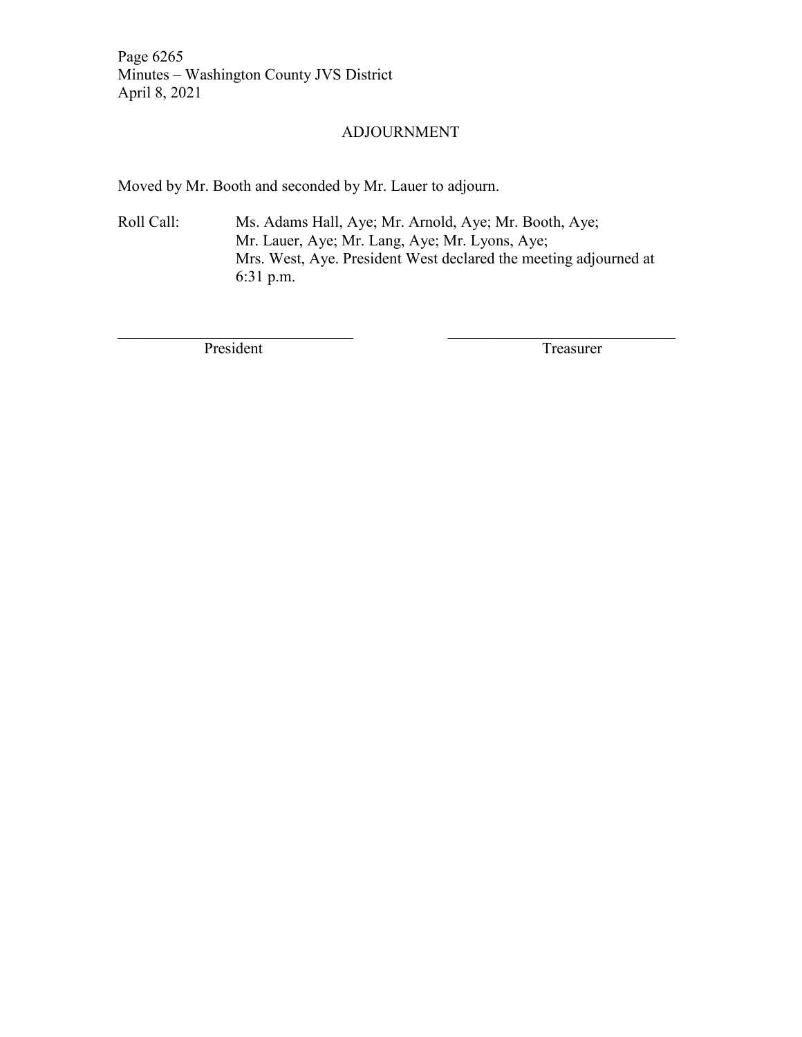## ADJOURNMENT

Moved by Mr. Booth and seconded by Mr. Lauer to adjourn.

Roll Call: Ms. Adams Hall, Aye; Mr. Arnold, Aye; Mr. Booth, Aye; Mr. Lauer, Aye; Mr. Lang, Aye; Mr. Lyons, Aye; Mrs. West, Aye. President West declared the meeting adjourned at 6:31 p.m.

______________________________ President

______________________________ Treasurer